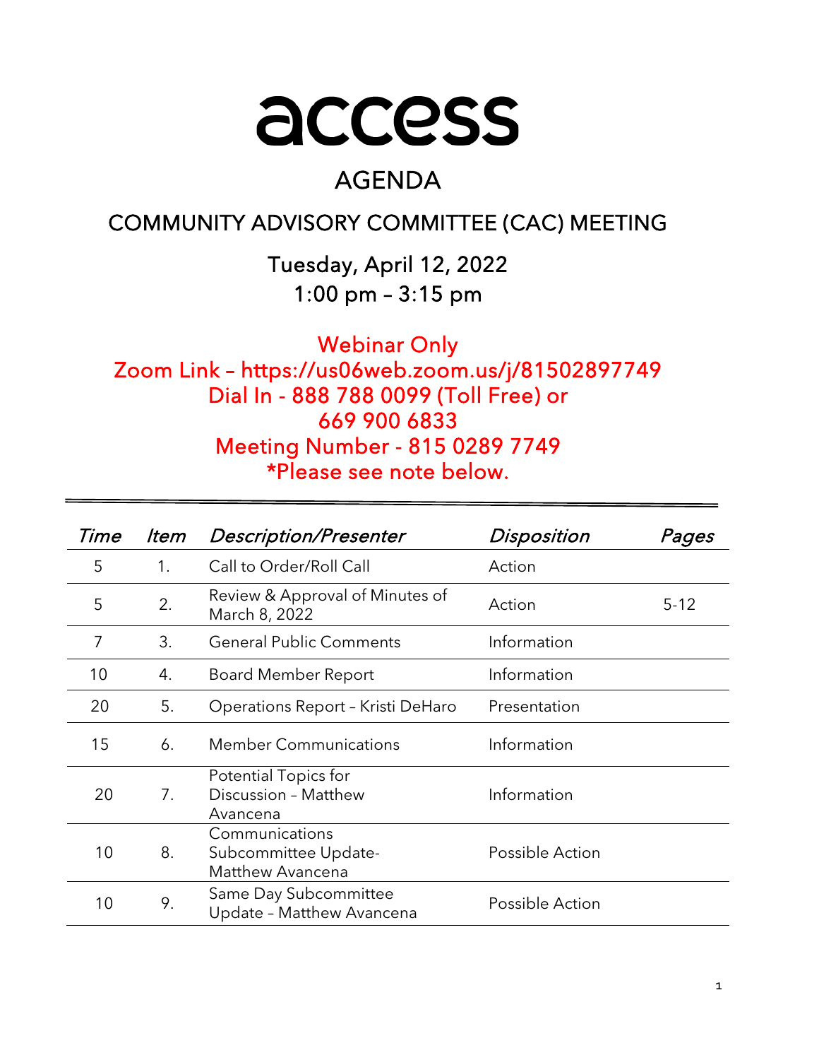# access

## AGENDA

## COMMUNITY ADVISORY COMMITTEE (CAC) MEETING

### Tuesday, April 12, 2022
### 1:00 pm – 3:15 pm

**Webinar Only**
**Zoom Link – https://us06web.zoom.us/j/81502897749**
**Dial In - 888 788 0099 (Toll Free) or 669 900 6833**
**Meeting Number - 815 0289 7749**
***Please see note below.**

| *Time* | *Item* | *Description/Presenter* | *Disposition* | *Pages* |
|---|---|---|---|---|
| 5 | 1. | Call to Order/Roll Call | Action | |
| 5 | 2. | Review & Approval of Minutes of March 8, 2022 | Action | 5-12 |
| 7 | 3. | General Public Comments | Information | |
| 10 | 4. | Board Member Report | Information | |
| 20 | 5. | Operations Report – Kristi DeHaro | Presentation | |
| 15 | 6. | Member Communications | Information | |
| 20 | 7. | Potential Topics for Discussion – Matthew Avancena | Information | |
| 10 | 8. | Communications Subcommittee Update- Matthew Avancena | Possible Action | |
| 10 | 9. | Same Day Subcommittee Update – Matthew Avancena | Possible Action | |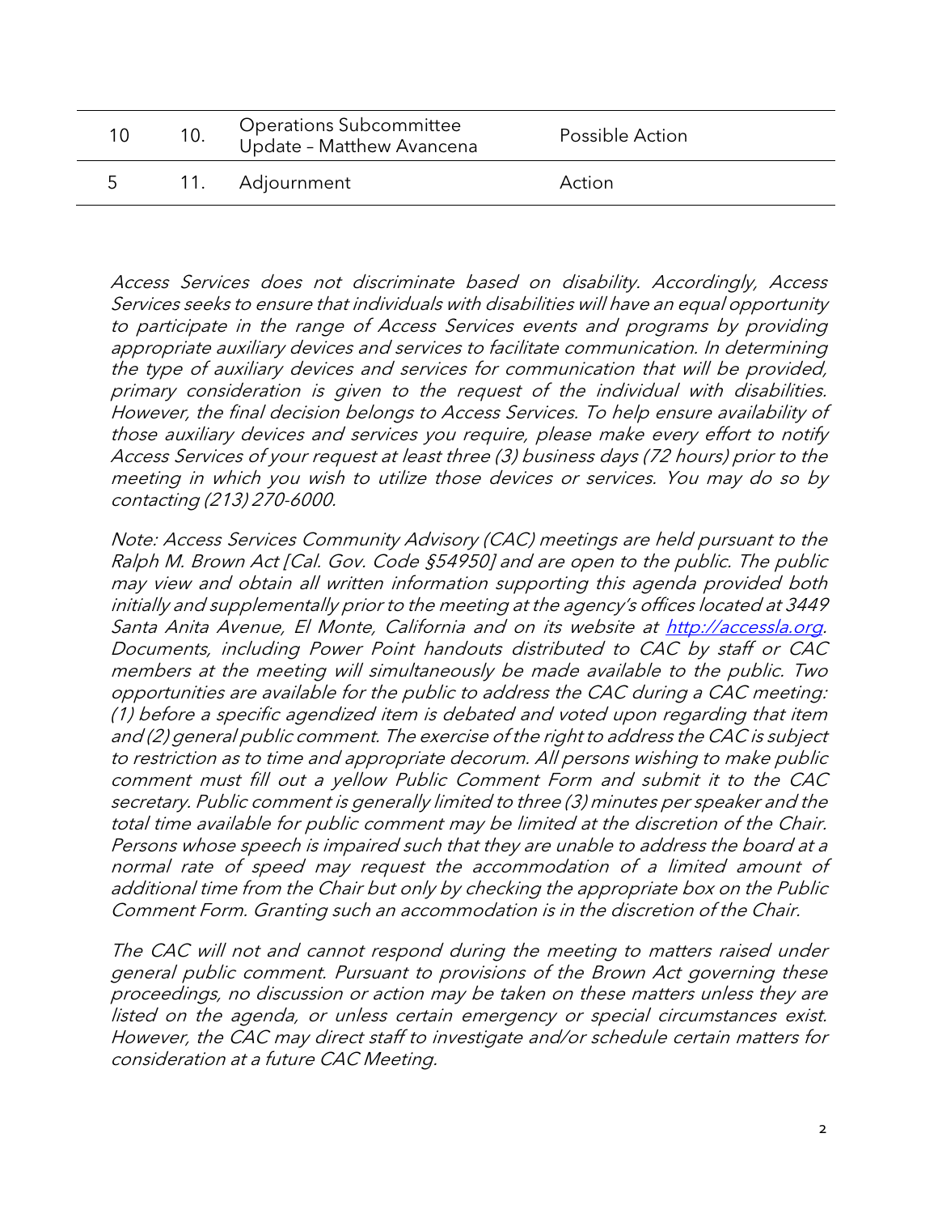| | | | |
|---|---|---|---|
| 10 | 10. | Operations Subcommittee Update – Matthew Avancena | Possible Action |
| 5 | 11. | Adjournment | Action |

*Access Services does not discriminate based on disability. Accordingly, Access Services seeks to ensure that individuals with disabilities will have an equal opportunity to participate in the range of Access Services events and programs by providing appropriate auxiliary devices and services to facilitate communication. In determining the type of auxiliary devices and services for communication that will be provided, primary consideration is given to the request of the individual with disabilities. However, the final decision belongs to Access Services. To help ensure availability of those auxiliary devices and services you require, please make every effort to notify Access Services of your request at least three (3) business days (72 hours) prior to the meeting in which you wish to utilize those devices or services. You may do so by contacting (213) 270-6000.*

*Note: Access Services Community Advisory (CAC) meetings are held pursuant to the Ralph M. Brown Act [Cal. Gov. Code §54950] and are open to the public. The public may view and obtain all written information supporting this agenda provided both initially and supplementally prior to the meeting at the agency's offices located at 3449 Santa Anita Avenue, El Monte, California and on its website at [http://accessla.org](http://accessla.org). Documents, including Power Point handouts distributed to CAC by staff or CAC members at the meeting will simultaneously be made available to the public. Two opportunities are available for the public to address the CAC during a CAC meeting: (1) before a specific agendized item is debated and voted upon regarding that item and (2) general public comment. The exercise of the right to address the CAC is subject to restriction as to time and appropriate decorum. All persons wishing to make public comment must fill out a yellow Public Comment Form and submit it to the CAC secretary. Public comment is generally limited to three (3) minutes per speaker and the total time available for public comment may be limited at the discretion of the Chair. Persons whose speech is impaired such that they are unable to address the board at a normal rate of speed may request the accommodation of a limited amount of additional time from the Chair but only by checking the appropriate box on the Public Comment Form. Granting such an accommodation is in the discretion of the Chair.*

*The CAC will not and cannot respond during the meeting to matters raised under general public comment. Pursuant to provisions of the Brown Act governing these proceedings, no discussion or action may be taken on these matters unless they are listed on the agenda, or unless certain emergency or special circumstances exist. However, the CAC may direct staff to investigate and/or schedule certain matters for consideration at a future CAC Meeting.*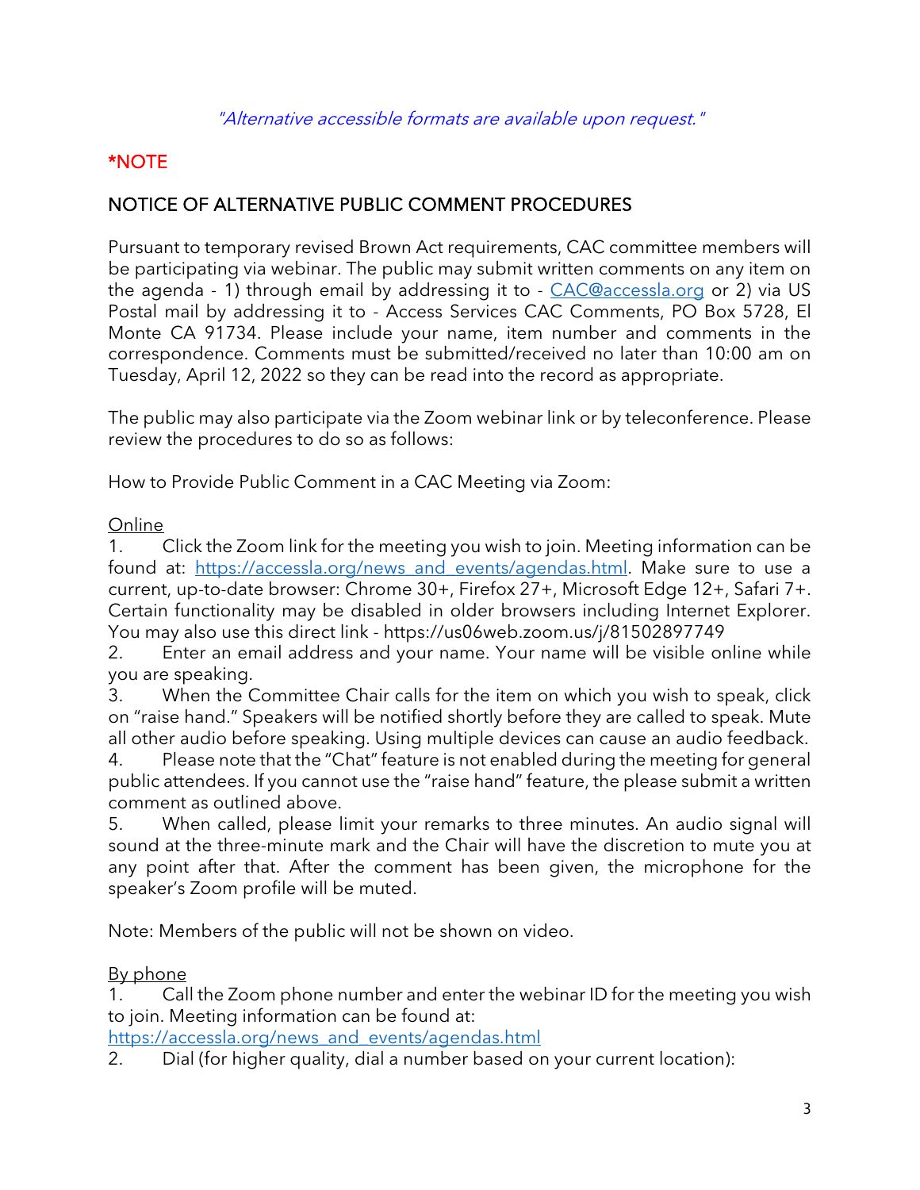*"Alternative accessible formats are available upon request."*

**\*NOTE**

## NOTICE OF ALTERNATIVE PUBLIC COMMENT PROCEDURES

Pursuant to temporary revised Brown Act requirements, CAC committee members will be participating via webinar. The public may submit written comments on any item on the agenda - 1) through email by addressing it to - [CAC@accessla.org](mailto:CAC@accessla.org) or 2) via US Postal mail by addressing it to - Access Services CAC Comments, PO Box 5728, El Monte CA 91734. Please include your name, item number and comments in the correspondence. Comments must be submitted/received no later than 10:00 am on Tuesday, April 12, 2022 so they can be read into the record as appropriate.

The public may also participate via the Zoom webinar link or by teleconference. Please review the procedures to do so as follows:

How to Provide Public Comment in a CAC Meeting via Zoom:

<u>Online</u>

1. Click the Zoom link for the meeting you wish to join. Meeting information can be found at: [https://accessla.org/news_and_events/agendas.html](https://accessla.org/news_and_events/agendas.html). Make sure to use a current, up-to-date browser: Chrome 30+, Firefox 27+, Microsoft Edge 12+, Safari 7+. Certain functionality may be disabled in older browsers including Internet Explorer. You may also use this direct link - https://us06web.zoom.us/j/81502897749
2. Enter an email address and your name. Your name will be visible online while you are speaking.
3. When the Committee Chair calls for the item on which you wish to speak, click on "raise hand." Speakers will be notified shortly before they are called to speak. Mute all other audio before speaking. Using multiple devices can cause an audio feedback.
4. Please note that the "Chat" feature is not enabled during the meeting for general public attendees. If you cannot use the "raise hand" feature, the please submit a written comment as outlined above.
5. When called, please limit your remarks to three minutes. An audio signal will sound at the three-minute mark and the Chair will have the discretion to mute you at any point after that. After the comment has been given, the microphone for the speaker's Zoom profile will be muted.

Note: Members of the public will not be shown on video.

<u>By phone</u>

1. Call the Zoom phone number and enter the webinar ID for the meeting you wish to join. Meeting information can be found at: [https://accessla.org/news_and_events/agendas.html](https://accessla.org/news_and_events/agendas.html)
2. Dial (for higher quality, dial a number based on your current location):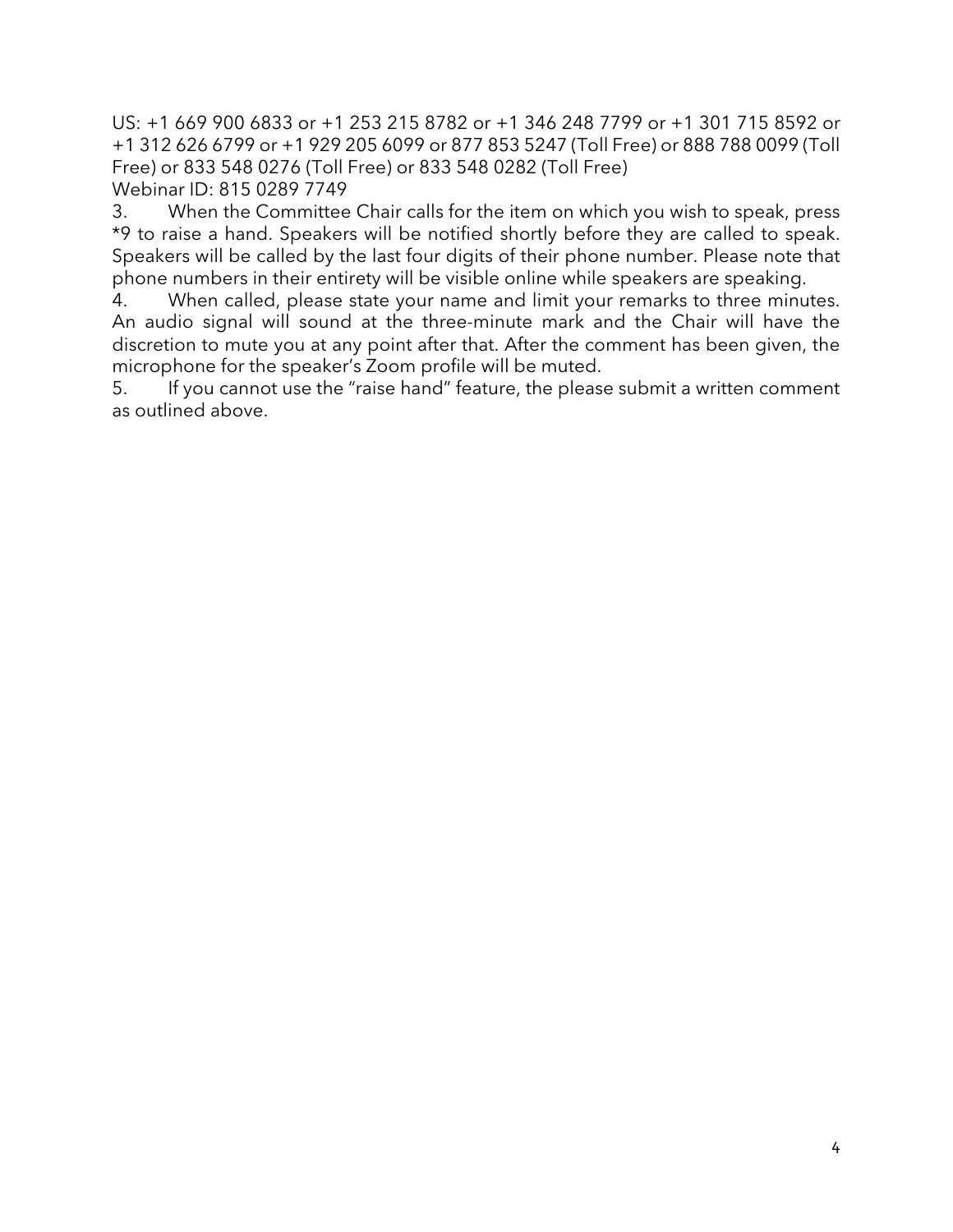US: +1 669 900 6833 or +1 253 215 8782 or +1 346 248 7799 or +1 301 715 8592 or +1 312 626 6799 or +1 929 205 6099 or 877 853 5247 (Toll Free) or 888 788 0099 (Toll Free) or 833 548 0276 (Toll Free) or 833 548 0282 (Toll Free)
Webinar ID: 815 0289 7749

3. When the Committee Chair calls for the item on which you wish to speak, press *9 to raise a hand. Speakers will be notified shortly before they are called to speak. Speakers will be called by the last four digits of their phone number. Please note that phone numbers in their entirety will be visible online while speakers are speaking.
4. When called, please state your name and limit your remarks to three minutes. An audio signal will sound at the three-minute mark and the Chair will have the discretion to mute you at any point after that. After the comment has been given, the microphone for the speaker's Zoom profile will be muted.
5. If you cannot use the "raise hand" feature, the please submit a written comment as outlined above.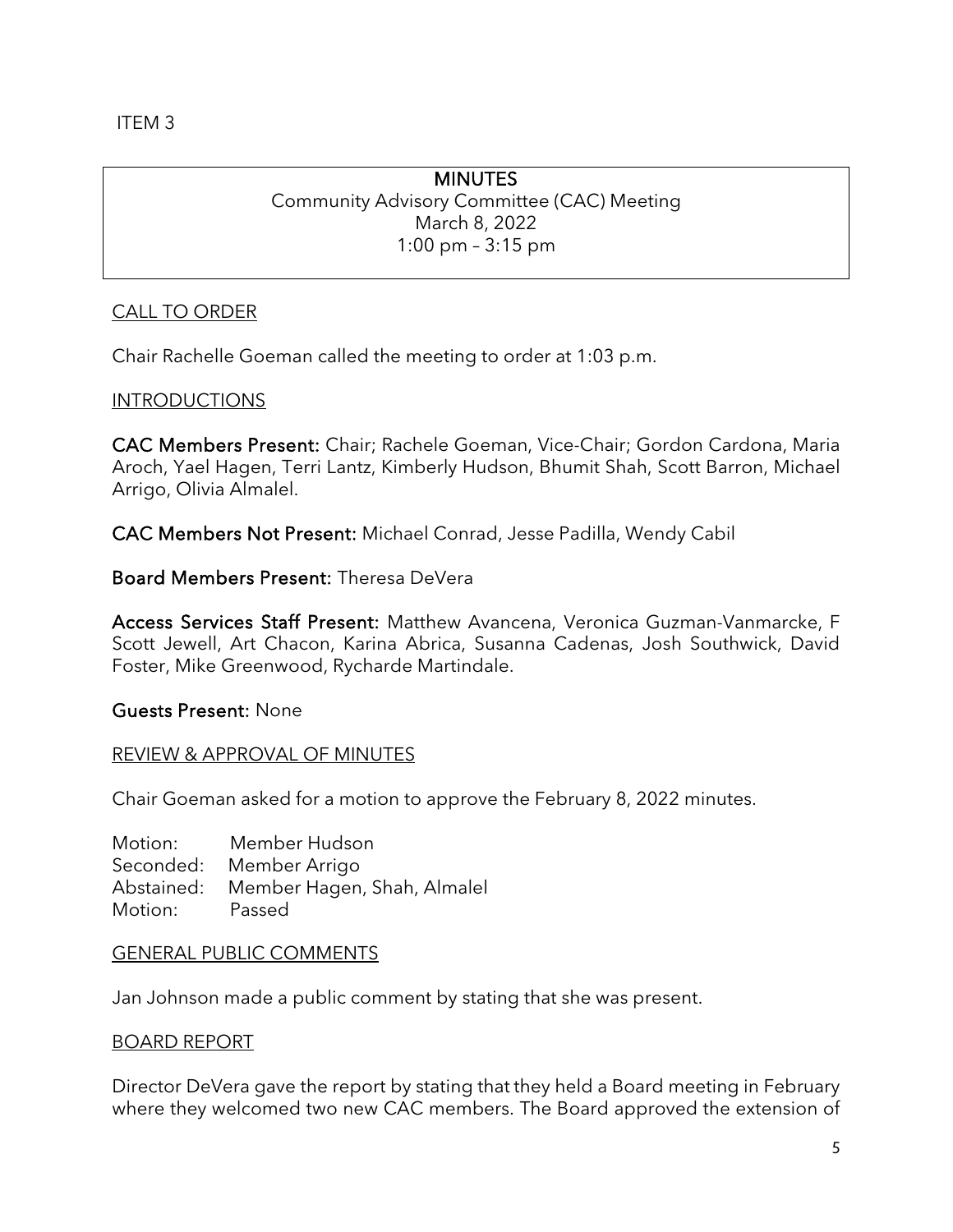ITEM 3

# MINUTES

Community Advisory Committee (CAC) Meeting
March 8, 2022
1:00 pm – 3:15 pm

## CALL TO ORDER

Chair Rachelle Goeman called the meeting to order at 1:03 p.m.

## INTRODUCTIONS

**CAC Members Present:** Chair; Rachele Goeman, Vice-Chair; Gordon Cardona, Maria Aroch, Yael Hagen, Terri Lantz, Kimberly Hudson, Bhumit Shah, Scott Barron, Michael Arrigo, Olivia Almalel.

**CAC Members Not Present:** Michael Conrad, Jesse Padilla, Wendy Cabil

**Board Members Present:** Theresa DeVera

**Access Services Staff Present:** Matthew Avancena, Veronica Guzman-Vanmarcke, F Scott Jewell, Art Chacon, Karina Abrica, Susanna Cadenas, Josh Southwick, David Foster, Mike Greenwood, Rycharde Martindale.

**Guests Present:** None

## REVIEW & APPROVAL OF MINUTES

Chair Goeman asked for a motion to approve the February 8, 2022 minutes.

Motion: Member Hudson
Seconded: Member Arrigo
Abstained: Member Hagen, Shah, Almalel
Motion: Passed

## GENERAL PUBLIC COMMENTS

Jan Johnson made a public comment by stating that she was present.

## BOARD REPORT

Director DeVera gave the report by stating that they held a Board meeting in February where they welcomed two new CAC members. The Board approved the extension of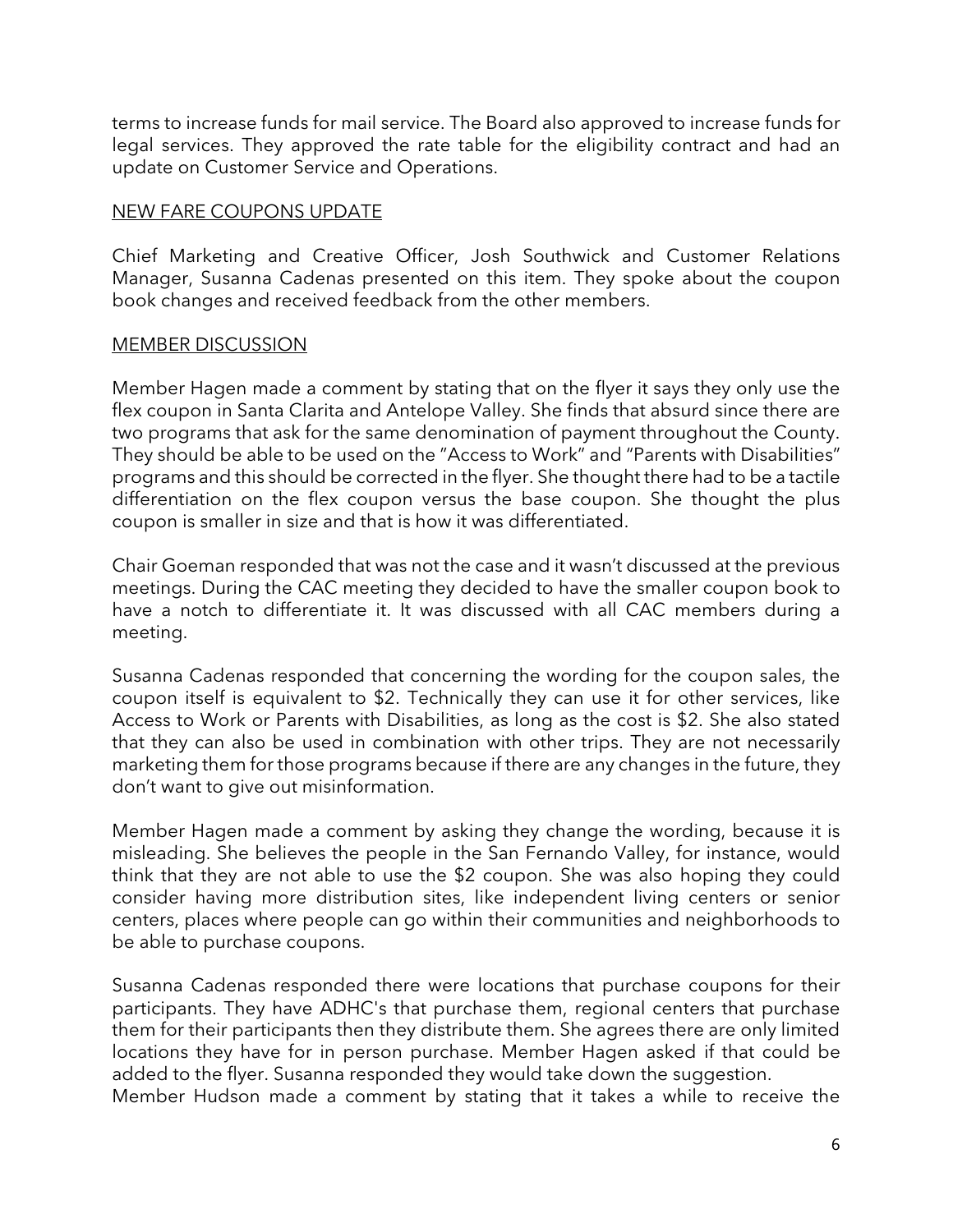terms to increase funds for mail service. The Board also approved to increase funds for legal services. They approved the rate table for the eligibility contract and had an update on Customer Service and Operations.

## NEW FARE COUPONS UPDATE

Chief Marketing and Creative Officer, Josh Southwick and Customer Relations Manager, Susanna Cadenas presented on this item. They spoke about the coupon book changes and received feedback from the other members.

## MEMBER DISCUSSION

Member Hagen made a comment by stating that on the flyer it says they only use the flex coupon in Santa Clarita and Antelope Valley. She finds that absurd since there are two programs that ask for the same denomination of payment throughout the County. They should be able to be used on the "Access to Work" and "Parents with Disabilities" programs and this should be corrected in the flyer. She thought there had to be a tactile differentiation on the flex coupon versus the base coupon. She thought the plus coupon is smaller in size and that is how it was differentiated.

Chair Goeman responded that was not the case and it wasn't discussed at the previous meetings. During the CAC meeting they decided to have the smaller coupon book to have a notch to differentiate it. It was discussed with all CAC members during a meeting.

Susanna Cadenas responded that concerning the wording for the coupon sales, the coupon itself is equivalent to $2. Technically they can use it for other services, like Access to Work or Parents with Disabilities, as long as the cost is $2. She also stated that they can also be used in combination with other trips. They are not necessarily marketing them for those programs because if there are any changes in the future, they don't want to give out misinformation.

Member Hagen made a comment by asking they change the wording, because it is misleading. She believes the people in the San Fernando Valley, for instance, would think that they are not able to use the $2 coupon. She was also hoping they could consider having more distribution sites, like independent living centers or senior centers, places where people can go within their communities and neighborhoods to be able to purchase coupons.

Susanna Cadenas responded there were locations that purchase coupons for their participants. They have ADHC's that purchase them, regional centers that purchase them for their participants then they distribute them. She agrees there are only limited locations they have for in person purchase. Member Hagen asked if that could be added to the flyer. Susanna responded they would take down the suggestion.
Member Hudson made a comment by stating that it takes a while to receive the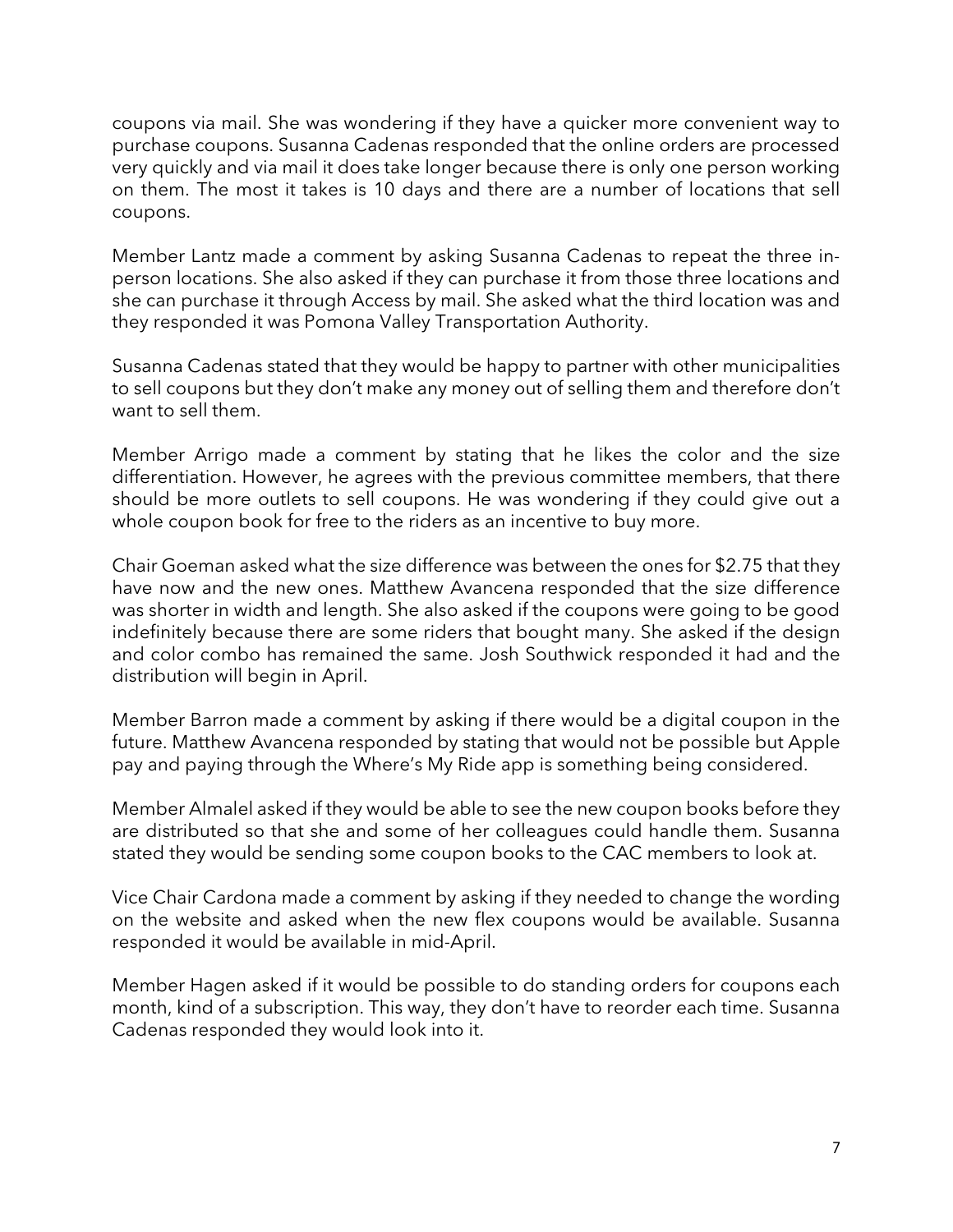coupons via mail. She was wondering if they have a quicker more convenient way to purchase coupons. Susanna Cadenas responded that the online orders are processed very quickly and via mail it does take longer because there is only one person working on them. The most it takes is 10 days and there are a number of locations that sell coupons.

Member Lantz made a comment by asking Susanna Cadenas to repeat the three in-person locations. She also asked if they can purchase it from those three locations and she can purchase it through Access by mail. She asked what the third location was and they responded it was Pomona Valley Transportation Authority.

Susanna Cadenas stated that they would be happy to partner with other municipalities to sell coupons but they don't make any money out of selling them and therefore don't want to sell them.

Member Arrigo made a comment by stating that he likes the color and the size differentiation. However, he agrees with the previous committee members, that there should be more outlets to sell coupons. He was wondering if they could give out a whole coupon book for free to the riders as an incentive to buy more.

Chair Goeman asked what the size difference was between the ones for $2.75 that they have now and the new ones. Matthew Avancena responded that the size difference was shorter in width and length. She also asked if the coupons were going to be good indefinitely because there are some riders that bought many. She asked if the design and color combo has remained the same. Josh Southwick responded it had and the distribution will begin in April.

Member Barron made a comment by asking if there would be a digital coupon in the future. Matthew Avancena responded by stating that would not be possible but Apple pay and paying through the Where's My Ride app is something being considered.

Member Almalel asked if they would be able to see the new coupon books before they are distributed so that she and some of her colleagues could handle them. Susanna stated they would be sending some coupon books to the CAC members to look at.

Vice Chair Cardona made a comment by asking if they needed to change the wording on the website and asked when the new flex coupons would be available. Susanna responded it would be available in mid-April.

Member Hagen asked if it would be possible to do standing orders for coupons each month, kind of a subscription. This way, they don't have to reorder each time. Susanna Cadenas responded they would look into it.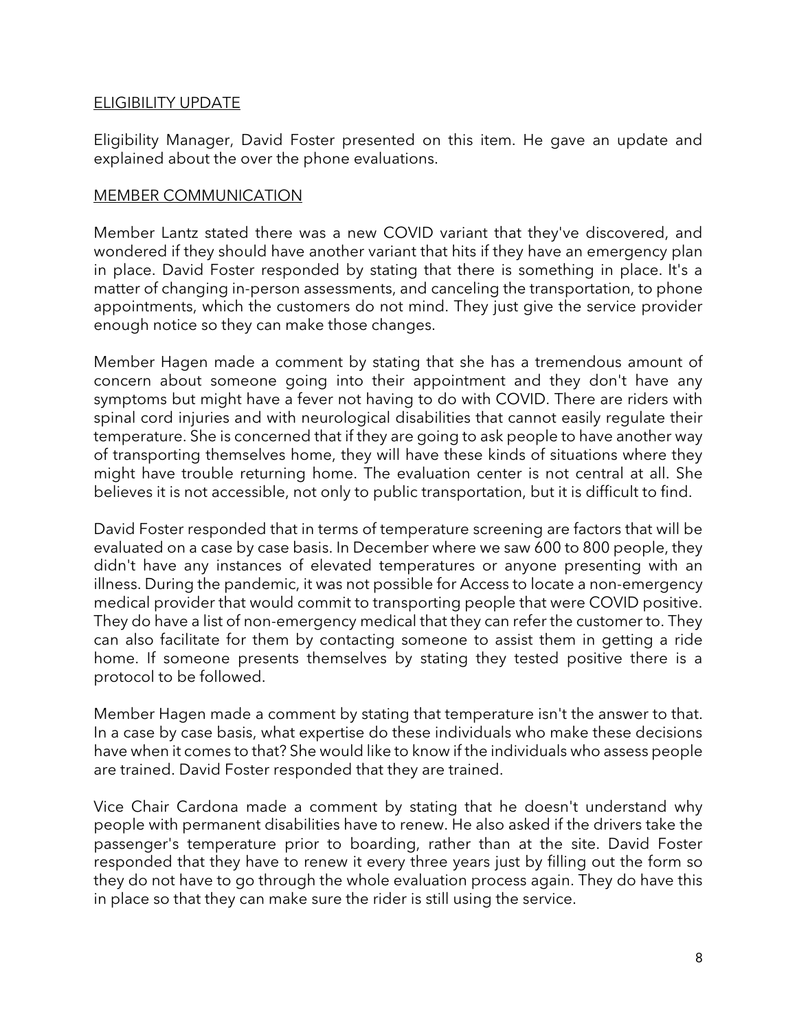## ELIGIBILITY UPDATE

Eligibility Manager, David Foster presented on this item. He gave an update and explained about the over the phone evaluations.

## MEMBER COMMUNICATION

Member Lantz stated there was a new COVID variant that they've discovered, and wondered if they should have another variant that hits if they have an emergency plan in place. David Foster responded by stating that there is something in place. It's a matter of changing in-person assessments, and canceling the transportation, to phone appointments, which the customers do not mind. They just give the service provider enough notice so they can make those changes.

Member Hagen made a comment by stating that she has a tremendous amount of concern about someone going into their appointment and they don't have any symptoms but might have a fever not having to do with COVID. There are riders with spinal cord injuries and with neurological disabilities that cannot easily regulate their temperature. She is concerned that if they are going to ask people to have another way of transporting themselves home, they will have these kinds of situations where they might have trouble returning home. The evaluation center is not central at all. She believes it is not accessible, not only to public transportation, but it is difficult to find.

David Foster responded that in terms of temperature screening are factors that will be evaluated on a case by case basis. In December where we saw 600 to 800 people, they didn't have any instances of elevated temperatures or anyone presenting with an illness. During the pandemic, it was not possible for Access to locate a non-emergency medical provider that would commit to transporting people that were COVID positive. They do have a list of non-emergency medical that they can refer the customer to. They can also facilitate for them by contacting someone to assist them in getting a ride home. If someone presents themselves by stating they tested positive there is a protocol to be followed.

Member Hagen made a comment by stating that temperature isn't the answer to that. In a case by case basis, what expertise do these individuals who make these decisions have when it comes to that? She would like to know if the individuals who assess people are trained. David Foster responded that they are trained.

Vice Chair Cardona made a comment by stating that he doesn't understand why people with permanent disabilities have to renew. He also asked if the drivers take the passenger's temperature prior to boarding, rather than at the site. David Foster responded that they have to renew it every three years just by filling out the form so they do not have to go through the whole evaluation process again. They do have this in place so that they can make sure the rider is still using the service.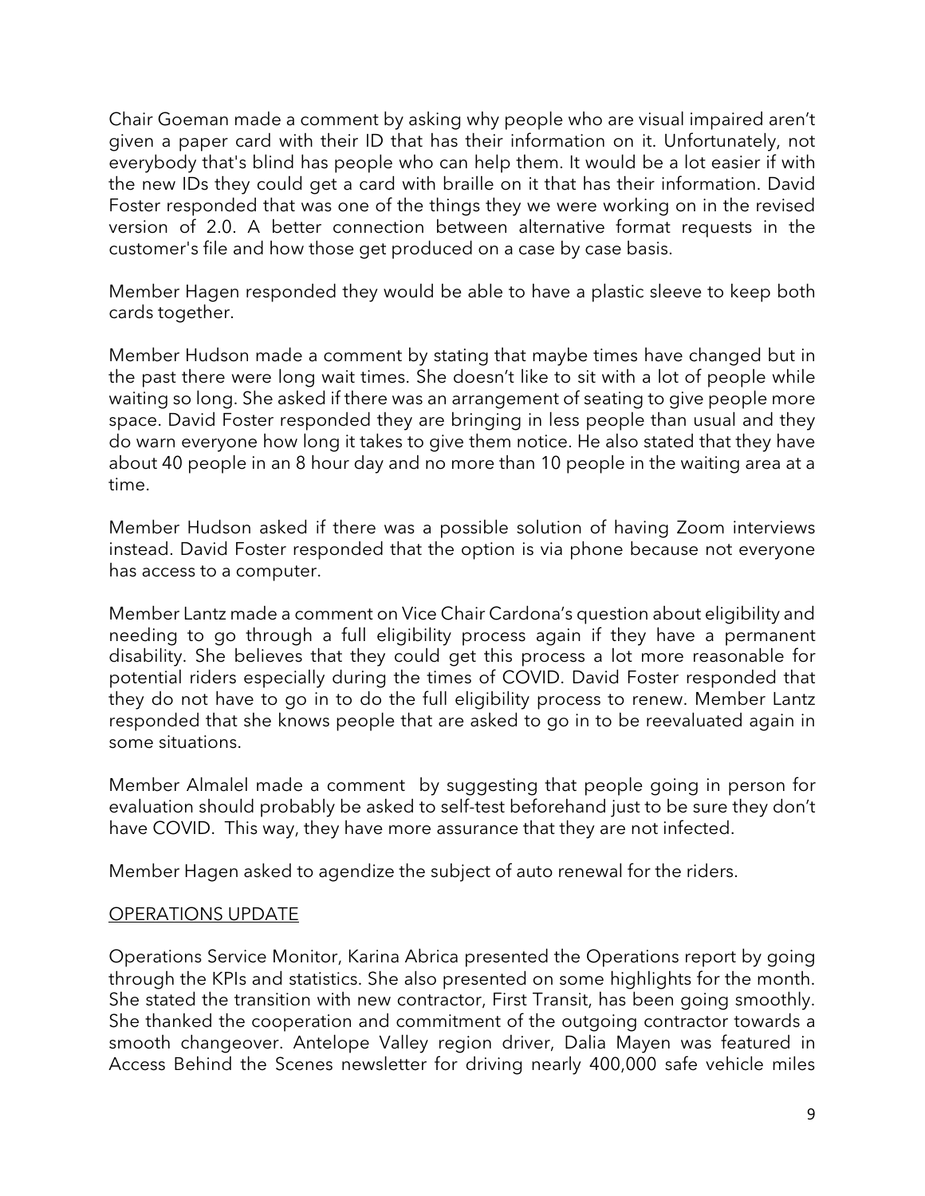Chair Goeman made a comment by asking why people who are visual impaired aren't given a paper card with their ID that has their information on it. Unfortunately, not everybody that's blind has people who can help them. It would be a lot easier if with the new IDs they could get a card with braille on it that has their information. David Foster responded that was one of the things they we were working on in the revised version of 2.0. A better connection between alternative format requests in the customer's file and how those get produced on a case by case basis.

Member Hagen responded they would be able to have a plastic sleeve to keep both cards together.

Member Hudson made a comment by stating that maybe times have changed but in the past there were long wait times. She doesn't like to sit with a lot of people while waiting so long. She asked if there was an arrangement of seating to give people more space. David Foster responded they are bringing in less people than usual and they do warn everyone how long it takes to give them notice. He also stated that they have about 40 people in an 8 hour day and no more than 10 people in the waiting area at a time.

Member Hudson asked if there was a possible solution of having Zoom interviews instead. David Foster responded that the option is via phone because not everyone has access to a computer.

Member Lantz made a comment on Vice Chair Cardona's question about eligibility and needing to go through a full eligibility process again if they have a permanent disability. She believes that they could get this process a lot more reasonable for potential riders especially during the times of COVID. David Foster responded that they do not have to go in to do the full eligibility process to renew. Member Lantz responded that she knows people that are asked to go in to be reevaluated again in some situations.

Member Almalel made a comment by suggesting that people going in person for evaluation should probably be asked to self-test beforehand just to be sure they don't have COVID. This way, they have more assurance that they are not infected.

Member Hagen asked to agendize the subject of auto renewal for the riders.

OPERATIONS UPDATE

Operations Service Monitor, Karina Abrica presented the Operations report by going through the KPIs and statistics. She also presented on some highlights for the month. She stated the transition with new contractor, First Transit, has been going smoothly. She thanked the cooperation and commitment of the outgoing contractor towards a smooth changeover. Antelope Valley region driver, Dalia Mayen was featured in Access Behind the Scenes newsletter for driving nearly 400,000 safe vehicle miles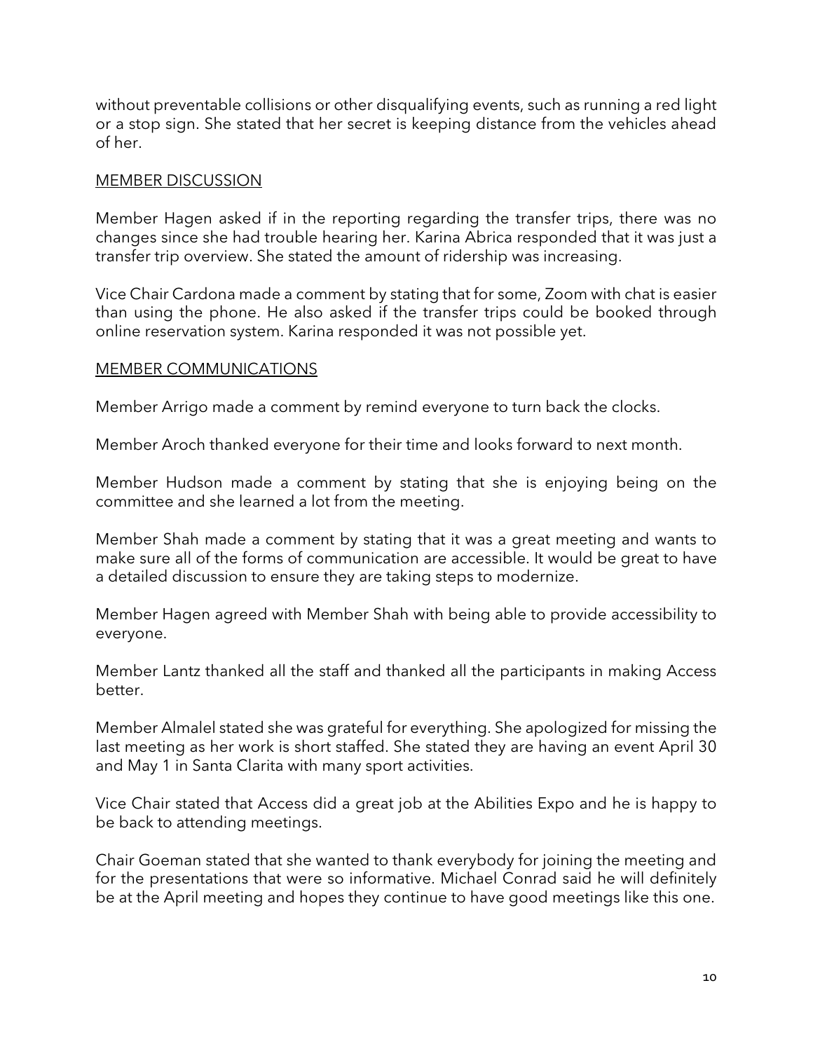without preventable collisions or other disqualifying events, such as running a red light or a stop sign. She stated that her secret is keeping distance from the vehicles ahead of her.

<u>MEMBER DISCUSSION</u>

Member Hagen asked if in the reporting regarding the transfer trips, there was no changes since she had trouble hearing her. Karina Abrica responded that it was just a transfer trip overview. She stated the amount of ridership was increasing.

Vice Chair Cardona made a comment by stating that for some, Zoom with chat is easier than using the phone. He also asked if the transfer trips could be booked through online reservation system. Karina responded it was not possible yet.

<u>MEMBER COMMUNICATIONS</u>

Member Arrigo made a comment by remind everyone to turn back the clocks.

Member Aroch thanked everyone for their time and looks forward to next month.

Member Hudson made a comment by stating that she is enjoying being on the committee and she learned a lot from the meeting.

Member Shah made a comment by stating that it was a great meeting and wants to make sure all of the forms of communication are accessible. It would be great to have a detailed discussion to ensure they are taking steps to modernize.

Member Hagen agreed with Member Shah with being able to provide accessibility to everyone.

Member Lantz thanked all the staff and thanked all the participants in making Access better.

Member Almalel stated she was grateful for everything. She apologized for missing the last meeting as her work is short staffed. She stated they are having an event April 30 and May 1 in Santa Clarita with many sport activities.

Vice Chair stated that Access did a great job at the Abilities Expo and he is happy to be back to attending meetings.

Chair Goeman stated that she wanted to thank everybody for joining the meeting and for the presentations that were so informative. Michael Conrad said he will definitely be at the April meeting and hopes they continue to have good meetings like this one.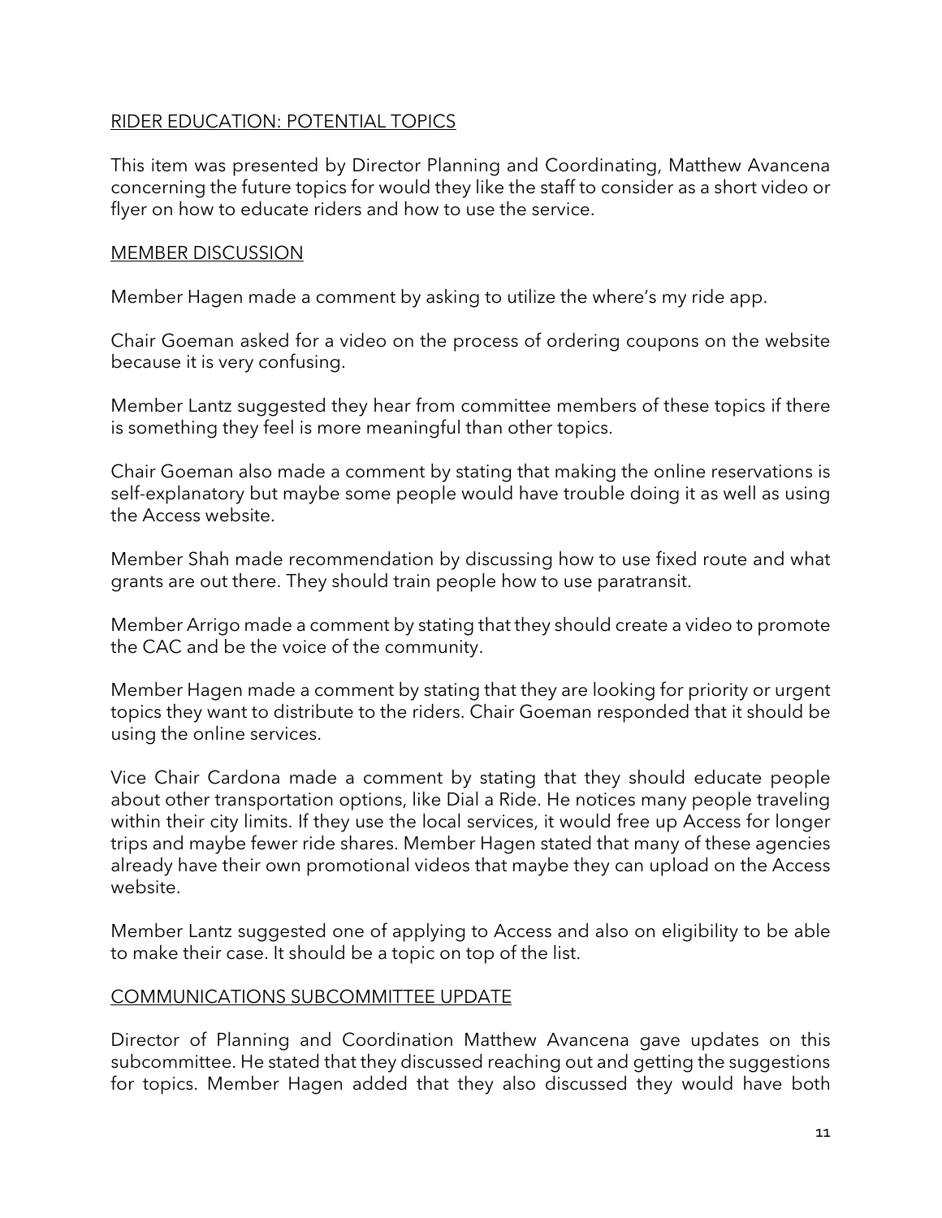## RIDER EDUCATION: POTENTIAL TOPICS

This item was presented by Director Planning and Coordinating, Matthew Avancena concerning the future topics for would they like the staff to consider as a short video or flyer on how to educate riders and how to use the service.

## MEMBER DISCUSSION

Member Hagen made a comment by asking to utilize the where's my ride app.

Chair Goeman asked for a video on the process of ordering coupons on the website because it is very confusing.

Member Lantz suggested they hear from committee members of these topics if there is something they feel is more meaningful than other topics.

Chair Goeman also made a comment by stating that making the online reservations is self-explanatory but maybe some people would have trouble doing it as well as using the Access website.

Member Shah made recommendation by discussing how to use fixed route and what grants are out there. They should train people how to use paratransit.

Member Arrigo made a comment by stating that they should create a video to promote the CAC and be the voice of the community.

Member Hagen made a comment by stating that they are looking for priority or urgent topics they want to distribute to the riders. Chair Goeman responded that it should be using the online services.

Vice Chair Cardona made a comment by stating that they should educate people about other transportation options, like Dial a Ride. He notices many people traveling within their city limits. If they use the local services, it would free up Access for longer trips and maybe fewer ride shares. Member Hagen stated that many of these agencies already have their own promotional videos that maybe they can upload on the Access website.

Member Lantz suggested one of applying to Access and also on eligibility to be able to make their case. It should be a topic on top of the list.

## COMMUNICATIONS SUBCOMMITTEE UPDATE

Director of Planning and Coordination Matthew Avancena gave updates on this subcommittee. He stated that they discussed reaching out and getting the suggestions for topics. Member Hagen added that they also discussed they would have both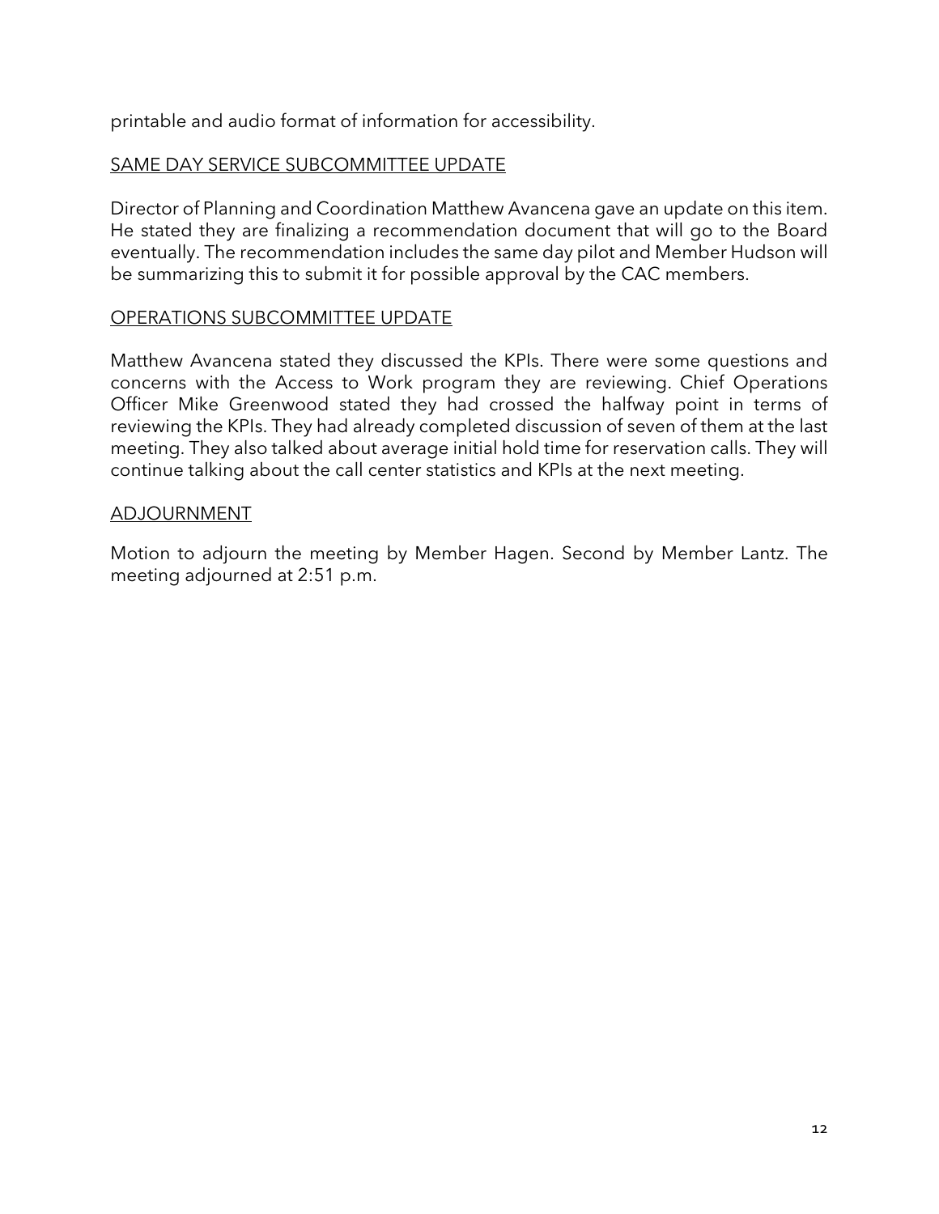printable and audio format of information for accessibility.

## SAME DAY SERVICE SUBCOMMITTEE UPDATE

Director of Planning and Coordination Matthew Avancena gave an update on this item. He stated they are finalizing a recommendation document that will go to the Board eventually. The recommendation includes the same day pilot and Member Hudson will be summarizing this to submit it for possible approval by the CAC members.

## OPERATIONS SUBCOMMITTEE UPDATE

Matthew Avancena stated they discussed the KPIs. There were some questions and concerns with the Access to Work program they are reviewing. Chief Operations Officer Mike Greenwood stated they had crossed the halfway point in terms of reviewing the KPIs. They had already completed discussion of seven of them at the last meeting. They also talked about average initial hold time for reservation calls. They will continue talking about the call center statistics and KPIs at the next meeting.

## ADJOURNMENT

Motion to adjourn the meeting by Member Hagen. Second by Member Lantz. The meeting adjourned at 2:51 p.m.